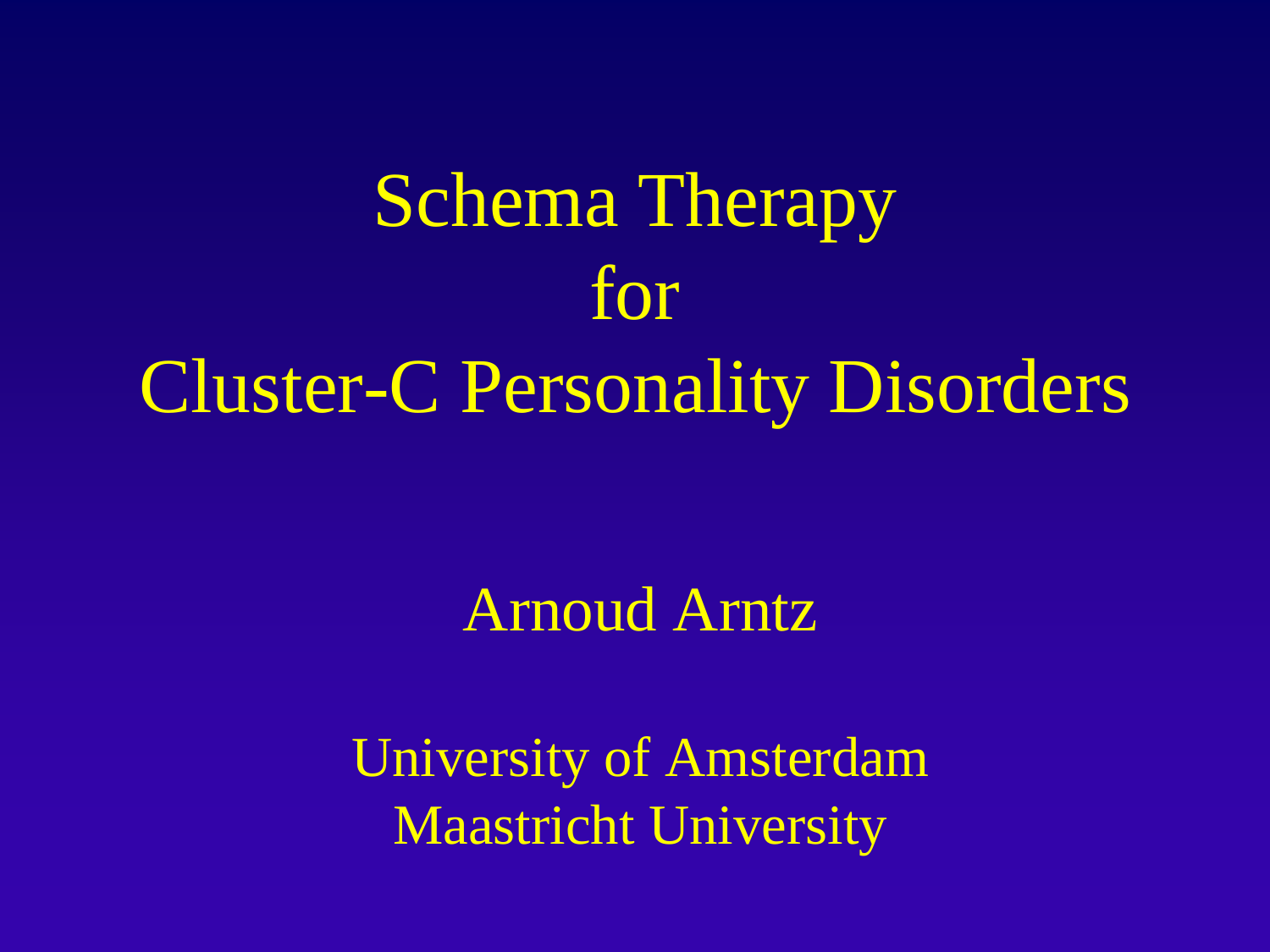# Schema Therapy for Cluster-C Personality Disorders

Arnoud Arntz

University of Amsterdam
Maastricht University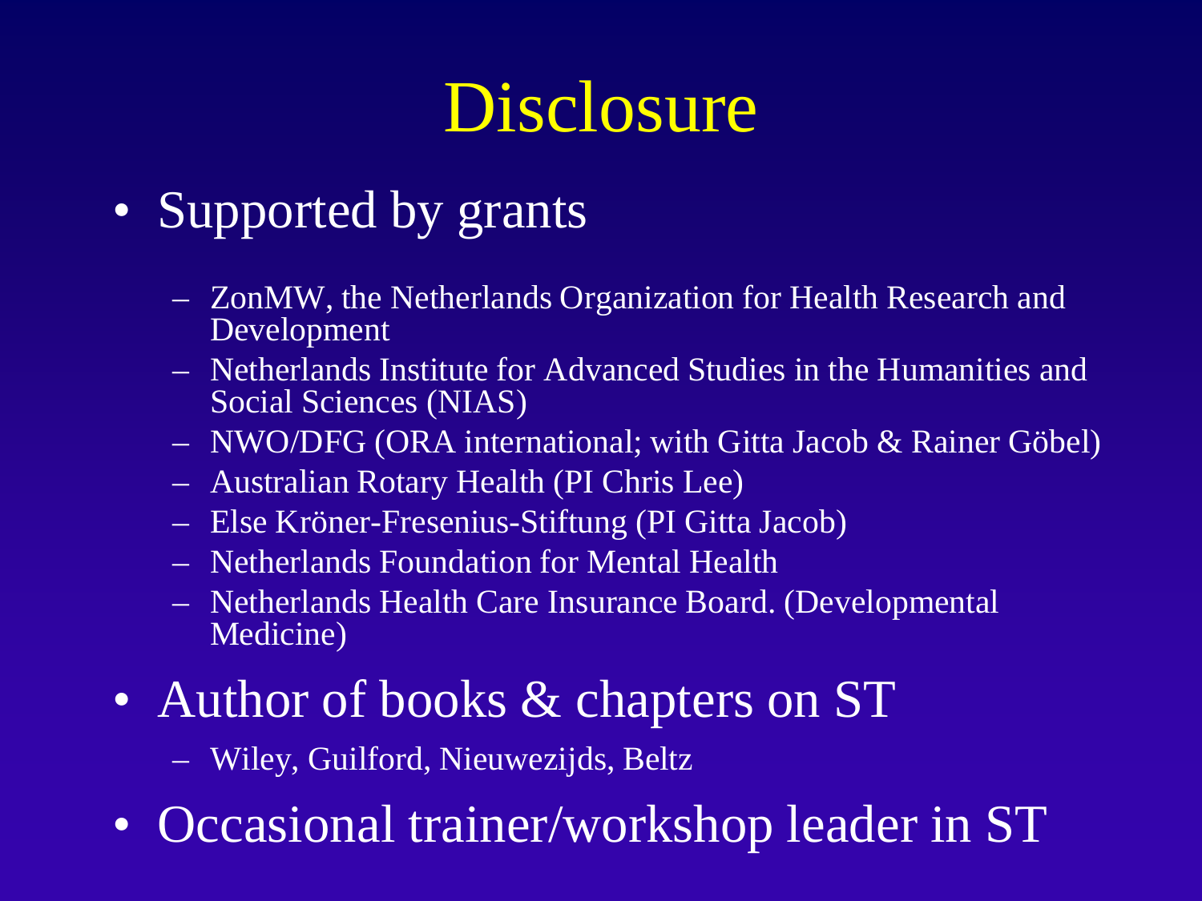# Disclosure

- Supported by grants
  - ZonMW, the Netherlands Organization for Health Research and Development
  - Netherlands Institute for Advanced Studies in the Humanities and Social Sciences (NIAS)
  - NWO/DFG (ORA international; with Gitta Jacob & Rainer Göbel)
  - Australian Rotary Health (PI Chris Lee)
  - Else Kröner-Fresenius-Stiftung (PI Gitta Jacob)
  - Netherlands Foundation for Mental Health
  - Netherlands Health Care Insurance Board. (Developmental Medicine)
- Author of books & chapters on ST
  - Wiley, Guilford, Nieuwezijds, Beltz
- Occasional trainer/workshop leader in ST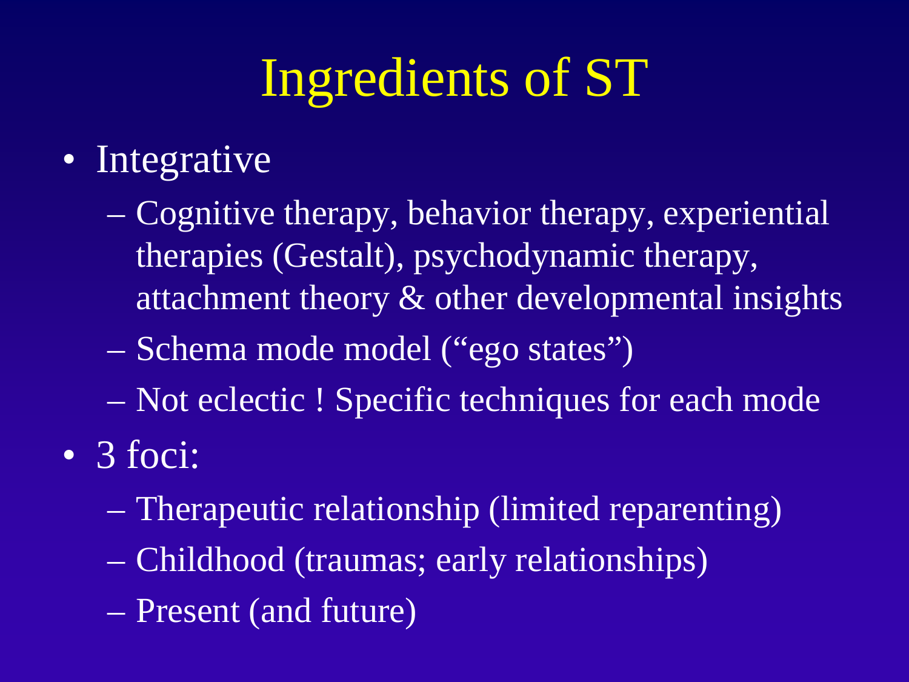# Ingredients of ST

- Integrative
  - Cognitive therapy, behavior therapy, experiential therapies (Gestalt), psychodynamic therapy, attachment theory & other developmental insights
  - Schema mode model ("ego states")
  - Not eclectic ! Specific techniques for each mode
- 3 foci:
  - Therapeutic relationship (limited reparenting)
  - Childhood (traumas; early relationships)
  - Present (and future)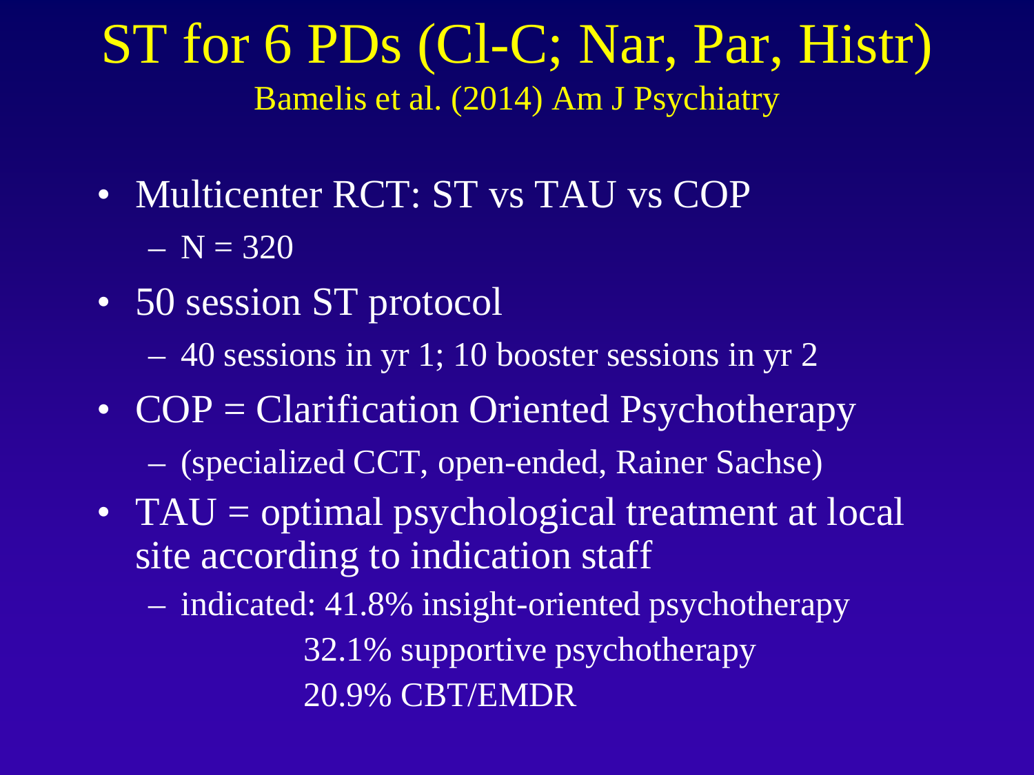# ST for 6 PDs (Cl-C; Nar, Par, Histr)

Bamelis et al. (2014) Am J Psychiatry

- Multicenter RCT: ST vs TAU vs COP
  - N = 320
- 50 session ST protocol
  - 40 sessions in yr 1; 10 booster sessions in yr 2
- COP = Clarification Oriented Psychotherapy
  - (specialized CCT, open-ended, Rainer Sachse)
- TAU = optimal psychological treatment at local site according to indication staff
  - indicated: 41.8% insight-oriented psychotherapy
    32.1% supportive psychotherapy
    20.9% CBT/EMDR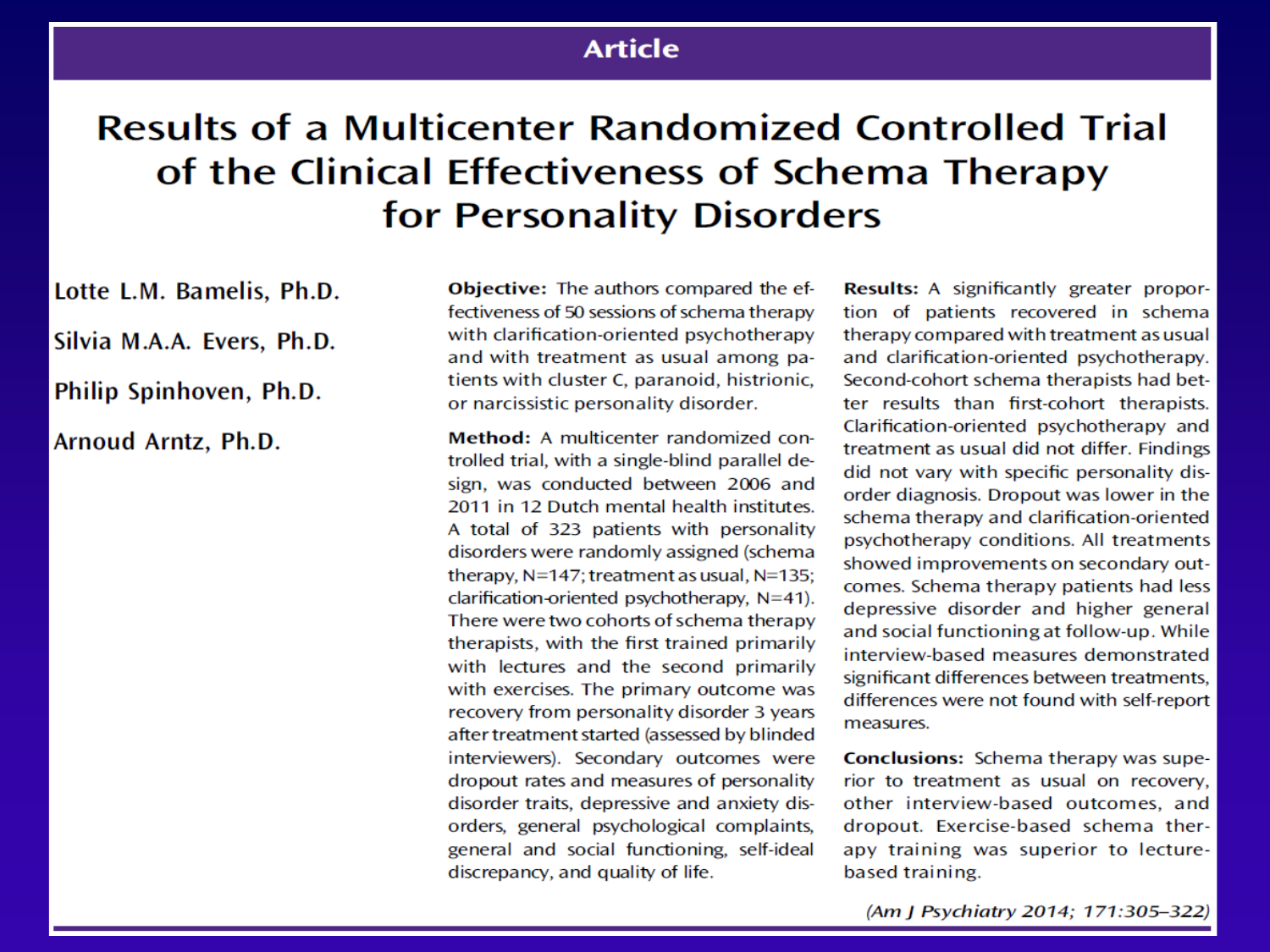Article

# Results of a Multicenter Randomized Controlled Trial of the Clinical Effectiveness of Schema Therapy for Personality Disorders

Lotte L.M. Bamelis, Ph.D.

Silvia M.A.A. Evers, Ph.D.

Philip Spinhoven, Ph.D.

Arnoud Arntz, Ph.D.

**Objective:** The authors compared the effectiveness of 50 sessions of schema therapy with clarification-oriented psychotherapy and with treatment as usual among patients with cluster C, paranoid, histrionic, or narcissistic personality disorder.

**Method:** A multicenter randomized controlled trial, with a single-blind parallel design, was conducted between 2006 and 2011 in 12 Dutch mental health institutes. A total of 323 patients with personality disorders were randomly assigned (schema therapy, N=147; treatment as usual, N=135; clarification-oriented psychotherapy, N=41). There were two cohorts of schema therapy therapists, with the first trained primarily with lectures and the second primarily with exercises. The primary outcome was recovery from personality disorder 3 years after treatment started (assessed by blinded interviewers). Secondary outcomes were dropout rates and measures of personality disorder traits, depressive and anxiety disorders, general psychological complaints, general and social functioning, self-ideal discrepancy, and quality of life.

**Results:** A significantly greater proportion of patients recovered in schema therapy compared with treatment as usual and clarification-oriented psychotherapy. Second-cohort schema therapists had better results than first-cohort therapists. Clarification-oriented psychotherapy and treatment as usual did not differ. Findings did not vary with specific personality disorder diagnosis. Dropout was lower in the schema therapy and clarification-oriented psychotherapy conditions. All treatments showed improvements on secondary outcomes. Schema therapy patients had less depressive disorder and higher general and social functioning at follow-up. While interview-based measures demonstrated significant differences between treatments, differences were not found with self-report measures.

**Conclusions:** Schema therapy was superior to treatment as usual on recovery, other interview-based outcomes, and dropout. Exercise-based schema therapy training was superior to lecture-based training.

*(Am J Psychiatry 2014; 171:305–322)*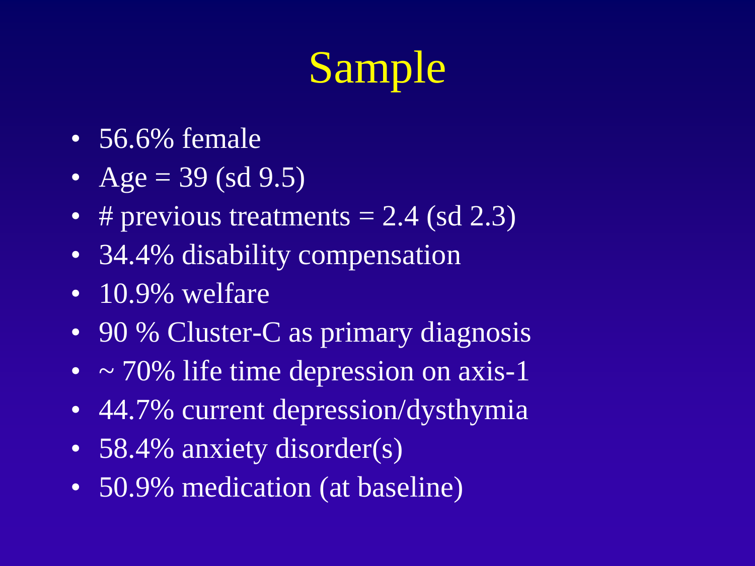# Sample

- 56.6% female
- Age = 39 (sd 9.5)
- # previous treatments = 2.4 (sd 2.3)
- 34.4% disability compensation
- 10.9% welfare
- 90 % Cluster-C as primary diagnosis
- ~ 70% life time depression on axis-1
- 44.7% current depression/dysthymia
- 58.4% anxiety disorder(s)
- 50.9% medication (at baseline)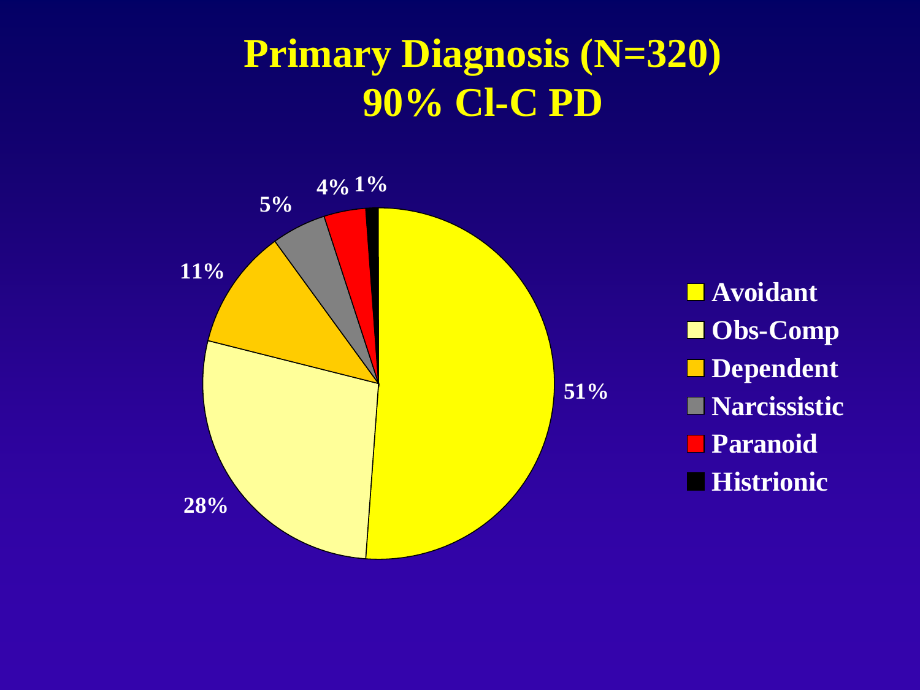# Primary Diagnosis (N=320)
# 90% Cl-C PD

| Diagnosis | Percentage |
|---|---|
| Avoidant | 51% |
| Obs-Comp | 28% |
| Dependent | 11% |
| Narcissistic | 5% |
| Paranoid | 4% |
| Histrionic | 1% |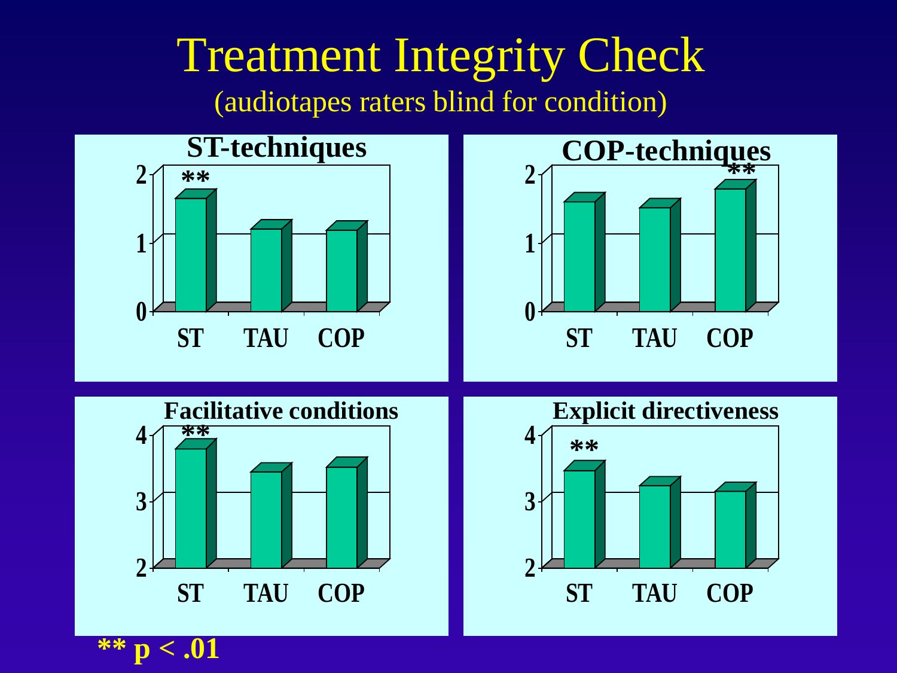# Treatment Integrity Check

(audiotapes raters blind for condition)

**ST-techniques**

**COP-techniques**

**Facilitative conditions**

**Explicit directiveness**

ST TAU COP

**\*\* p < .01**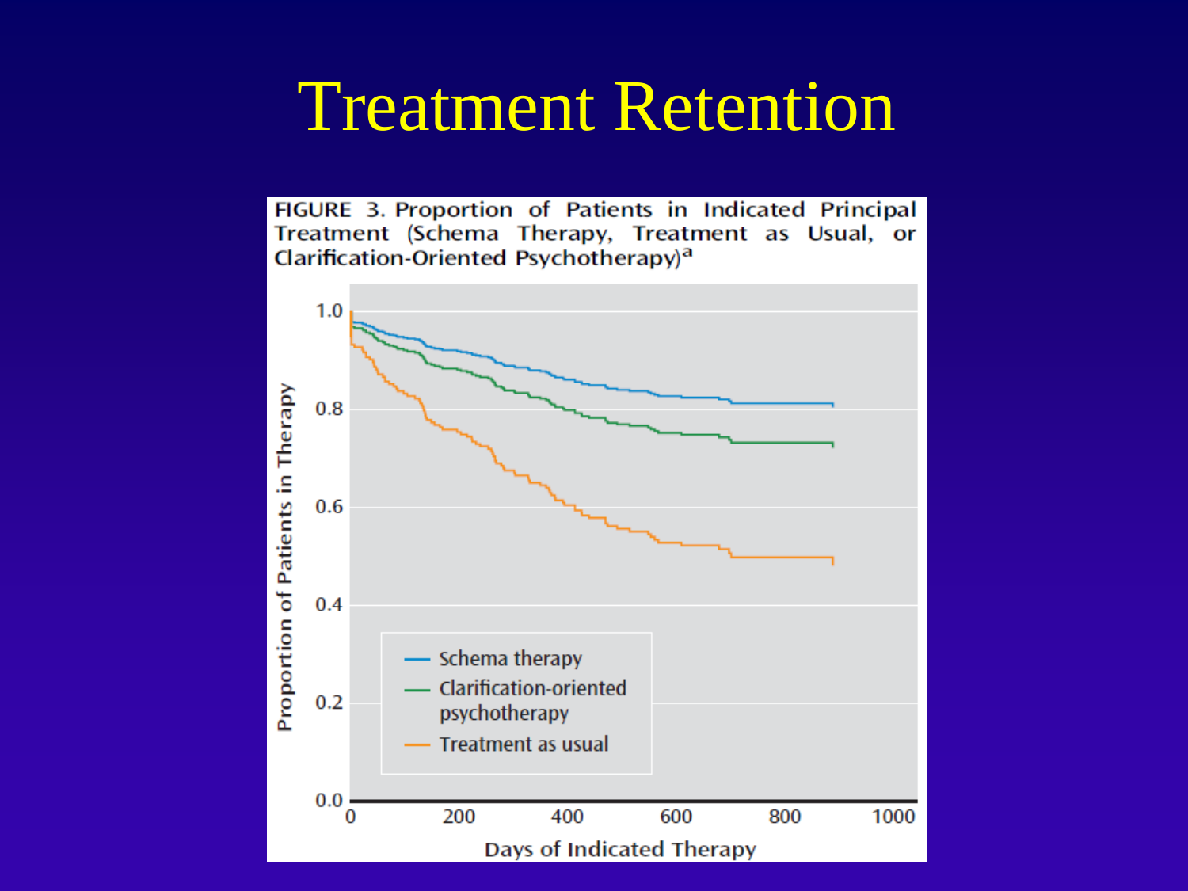# Treatment Retention

FIGURE 3. Proportion of Patients in Indicated Principal Treatment (Schema Therapy, Treatment as Usual, or Clarification-Oriented Psychotherapy)[a]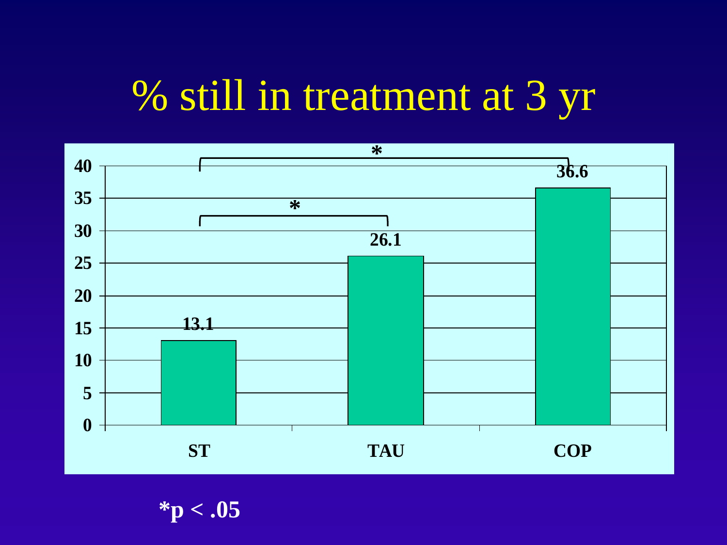# % still in treatment at 3 yr

| | ST | TAU | COP |
|---|---|---|---|
| % still in treatment at 3 yr | 13.1 | 26.1 | 36.6 |

ST vs TAU: *
ST vs COP: *

*p < .05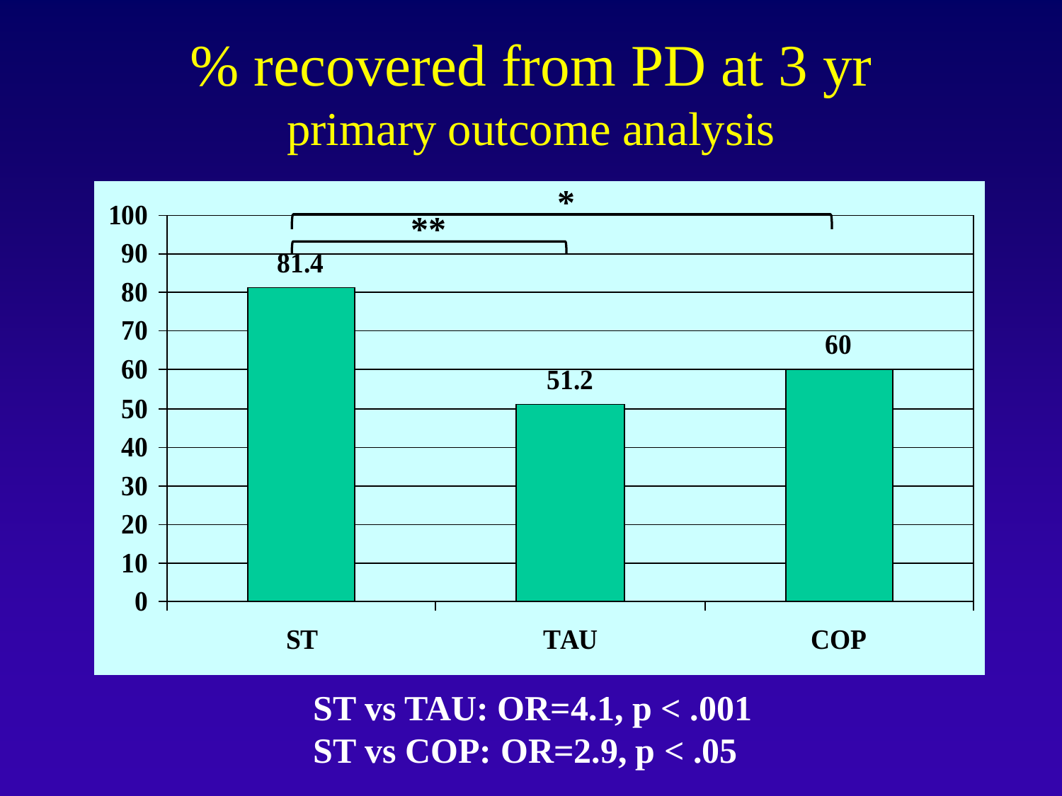# % recovered from PD at 3 yr

## primary outcome analysis

| Group | % recovered |
| --- | --- |
| ST | 81.4 |
| TAU | 51.2 |
| COP | 60 |

ST vs TAU: ** ; ST vs COP: *

**ST vs TAU: OR=4.1, $p < .001$**

**ST vs COP: OR=2.9, $p < .05$**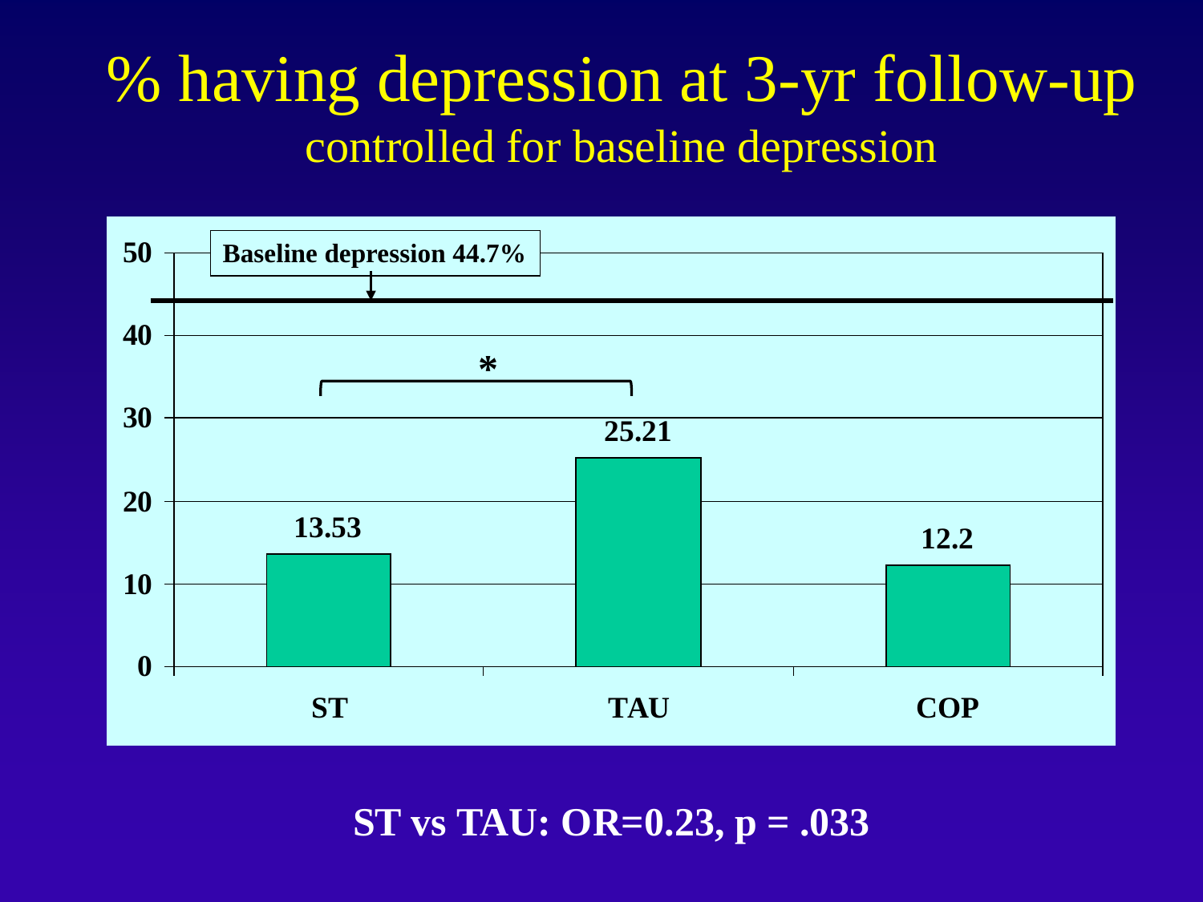# % having depression at 3-yr follow-up

## controlled for baseline depression

| Group | % having depression |
|---|---|
| ST | 13.53 |
| TAU | 25.21 |
| COP | 12.2 |

Baseline depression 44.7%

* (ST vs TAU)

**ST vs TAU: OR=0.23, p = .033**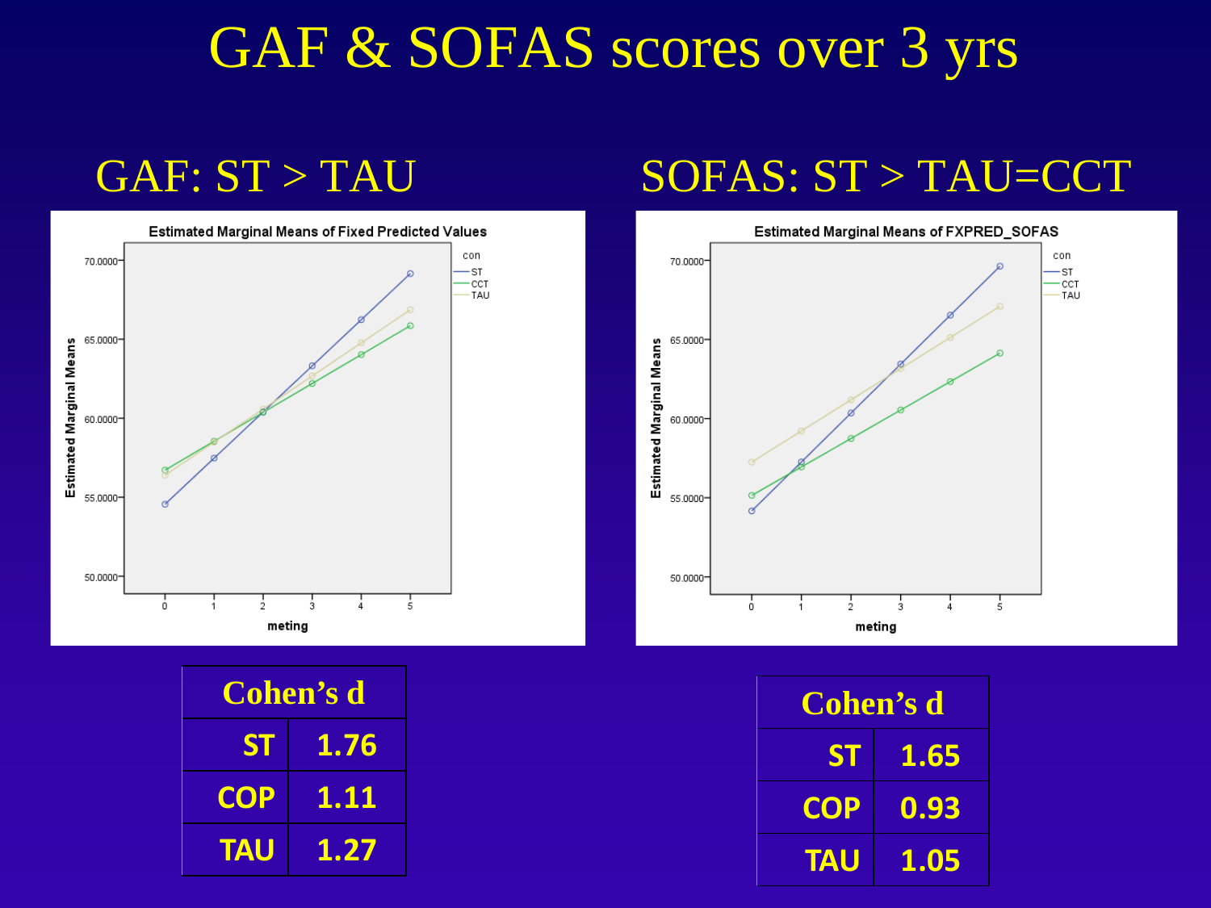# GAF & SOFAS scores over 3 yrs

## GAF: ST > TAU

| Cohen's d | |
|---|---|
| ST | 1.76 |
| COP | 1.11 |
| TAU | 1.27 |

## SOFAS: ST > TAU=CCT

| Cohen's d | |
|---|---|
| ST | 1.65 |
| COP | 0.93 |
| TAU | 1.05 |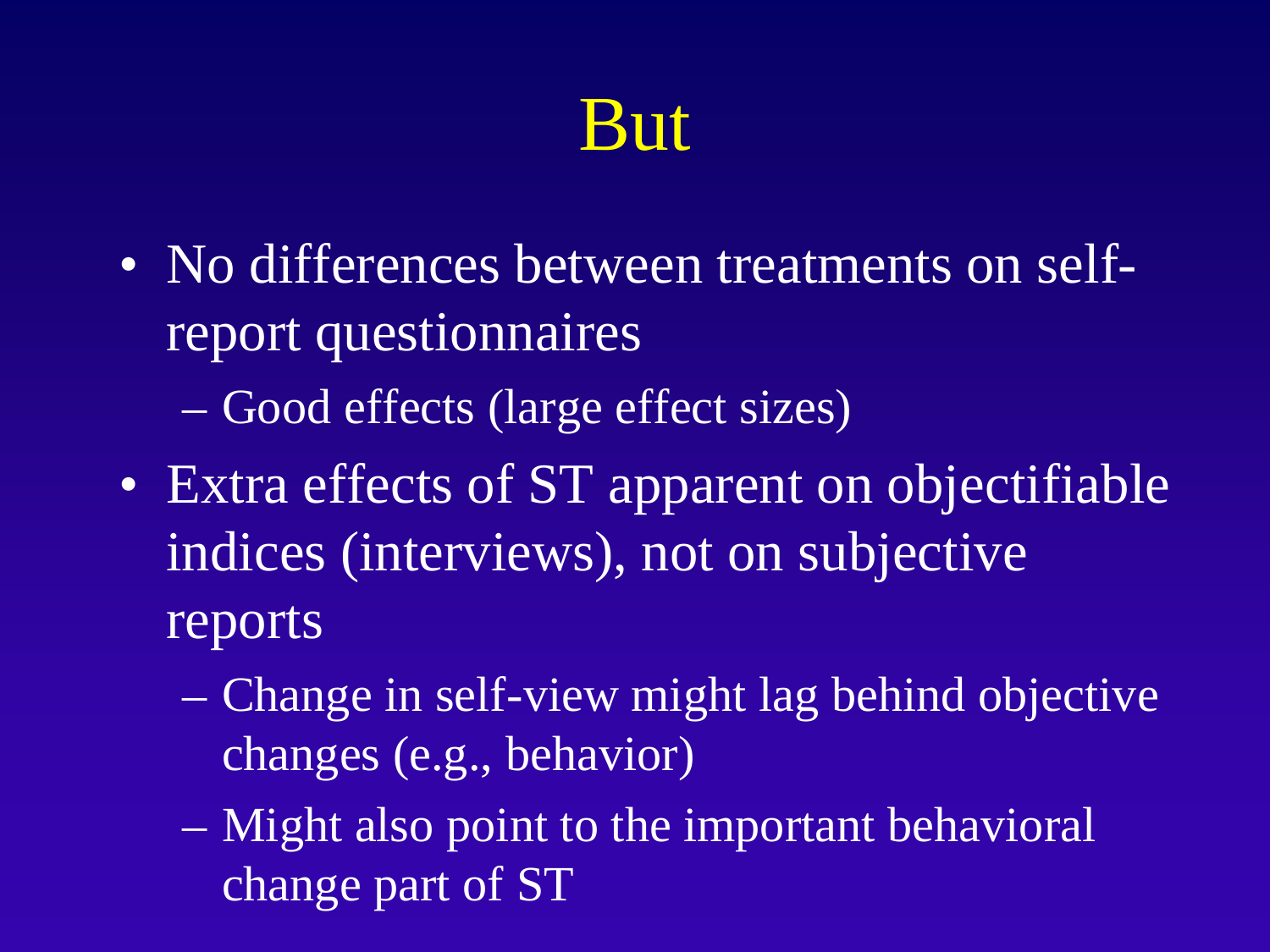# But

- No differences between treatments on self-report questionnaires
  - Good effects (large effect sizes)
- Extra effects of ST apparent on objectifiable indices (interviews), not on subjective reports
  - Change in self-view might lag behind objective changes (e.g., behavior)
  - Might also point to the important behavioral change part of ST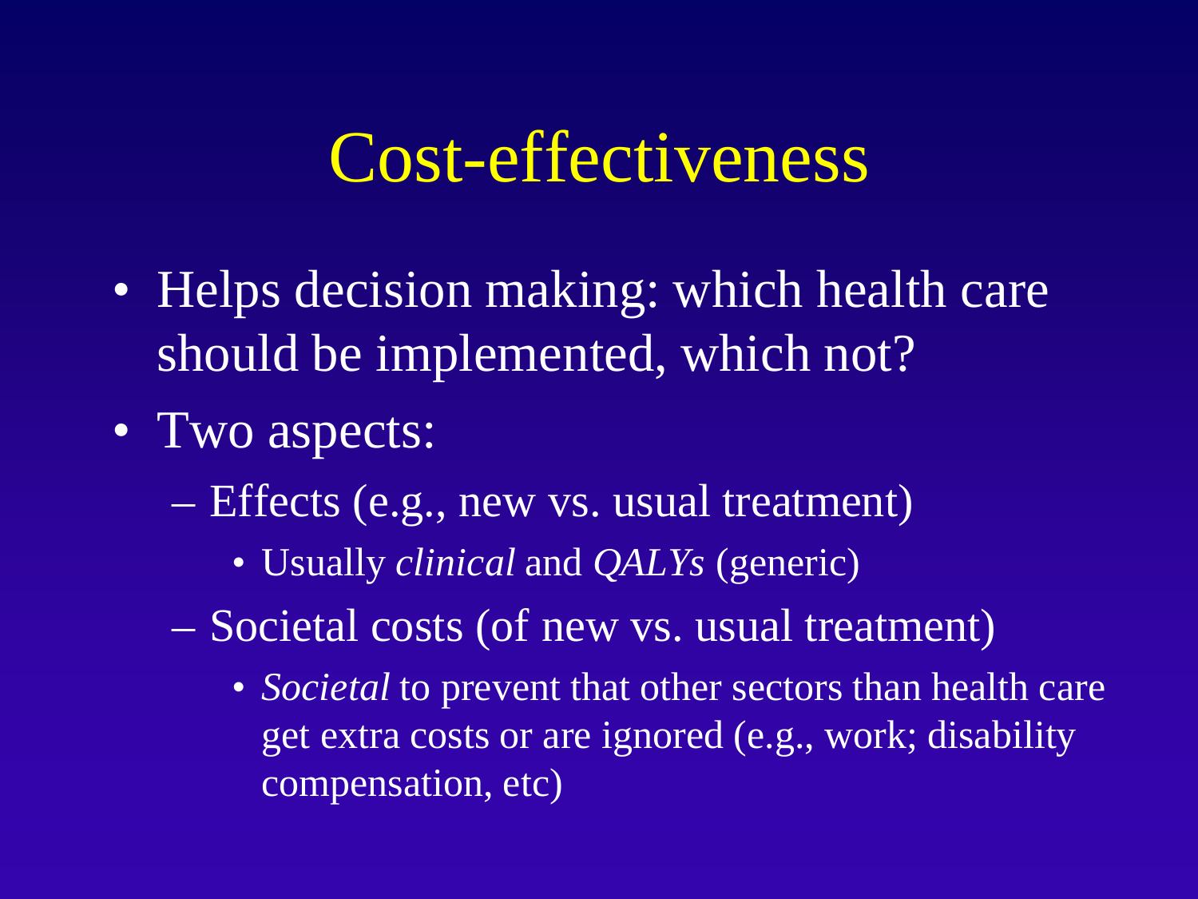# Cost-effectiveness

- Helps decision making: which health care should be implemented, which not?
- Two aspects:
  - Effects (e.g., new vs. usual treatment)
    - Usually *clinical* and *QALYs* (generic)
  - Societal costs (of new vs. usual treatment)
    - *Societal* to prevent that other sectors than health care get extra costs or are ignored (e.g., work; disability compensation, etc)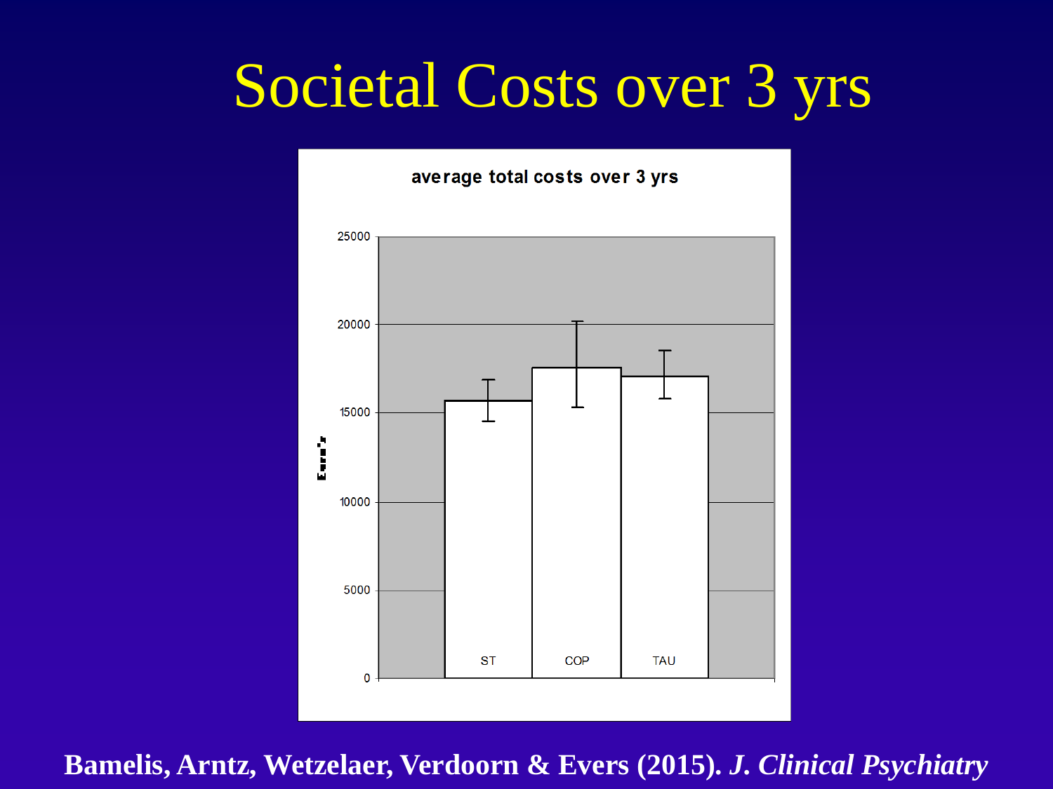# Societal Costs over 3 yrs

average total costs over 3 yrs

Euro's

25000

20000

15000

10000

5000

0

ST

COP

TAU

**Bamelis, Arntz, Wetzelaer, Verdoorn & Evers (2015).** ***J. Clinical Psychiatry***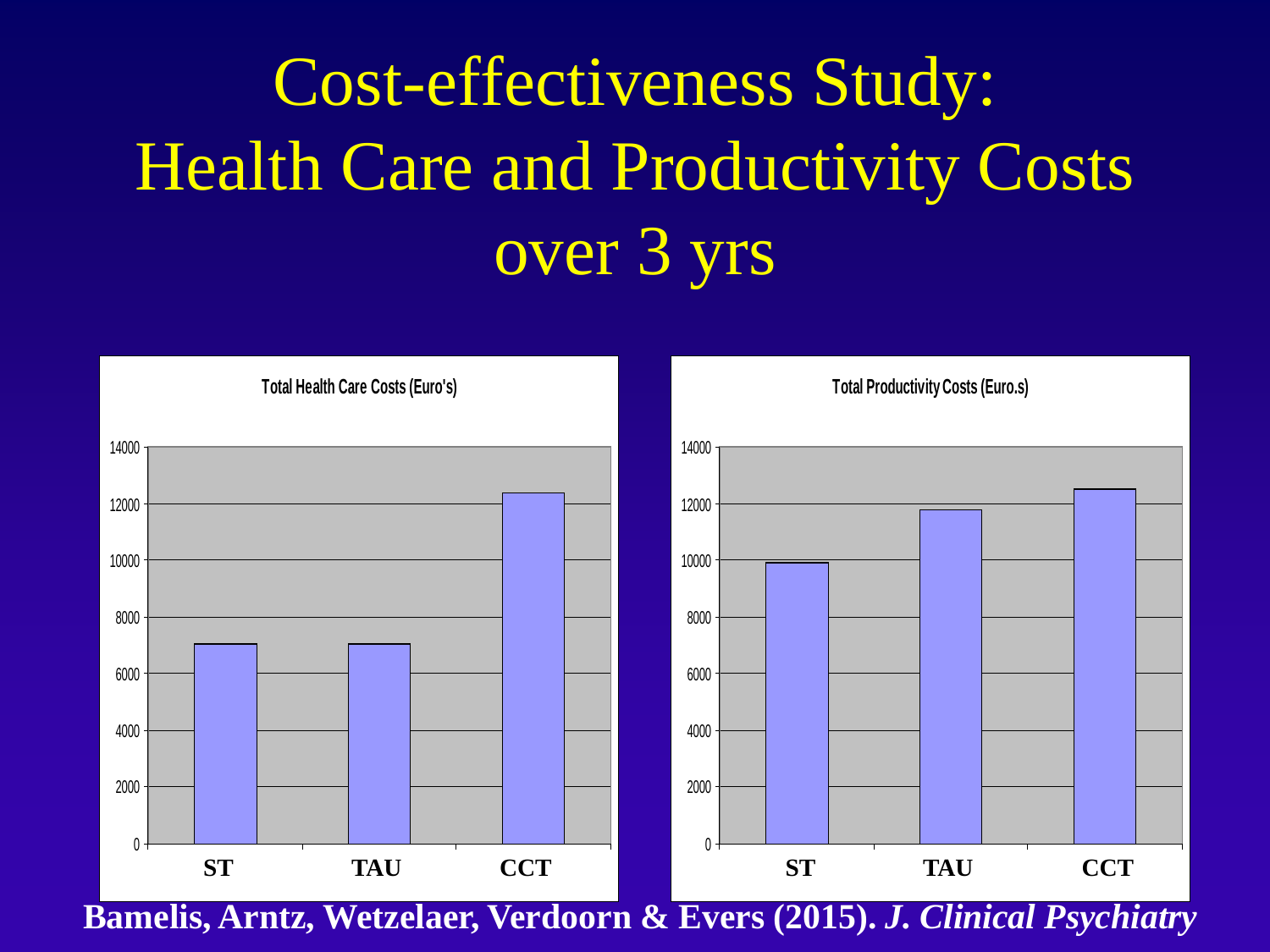# Cost-effectiveness Study: Health Care and Productivity Costs over 3 yrs

**Total Health Care Costs (Euro's)**

**Total Productivity Costs (Euro.s)**

**Bamelis, Arntz, Wetzelaer, Verdoorn & Evers (2015).** ***J. Clinical Psychiatry***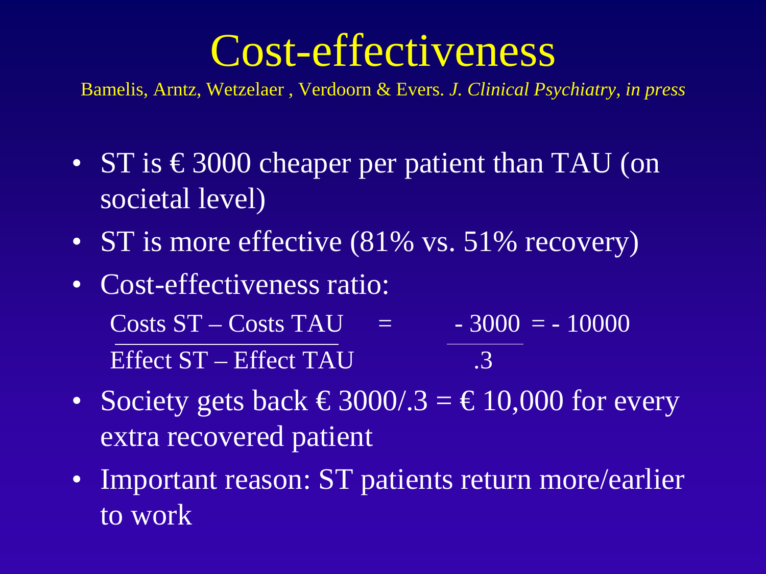# Cost-effectiveness

Bamelis, Arntz, Wetzelaer , Verdoorn & Evers. *J. Clinical Psychiatry, in press*

- ST is € 3000 cheaper per patient than TAU (on societal level)
- ST is more effective (81% vs. 51% recovery)
- Cost-effectiveness ratio:

$$\frac{\text{Costs ST} - \text{Costs TAU}}{\text{Effect ST} - \text{Effect TAU}} = \frac{-3000}{.3} = -10000$$

- Society gets back € 3000/.3 = € 10,000 for every extra recovered patient
- Important reason: ST patients return more/earlier to work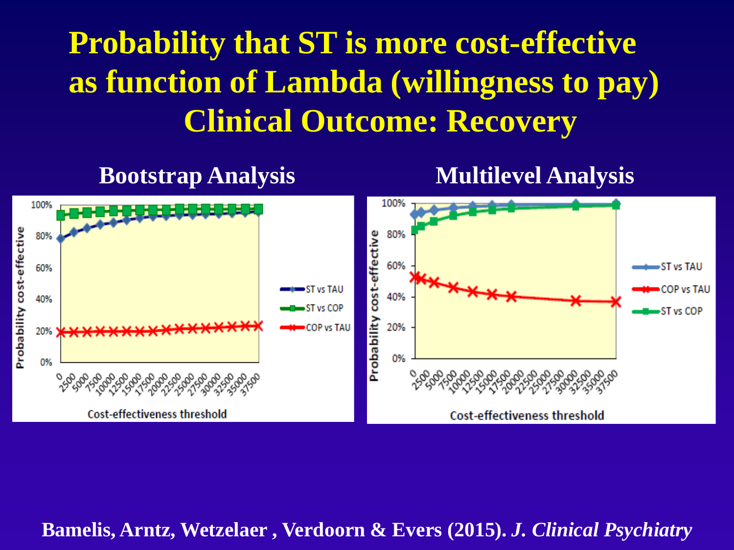# Probability that ST is more cost-effective as function of Lambda (willingness to pay) Clinical Outcome: Recovery

## Bootstrap Analysis

## Multilevel Analysis

**Bamelis, Arntz, Wetzelaer , Verdoorn & Evers (2015).** ***J. Clinical Psychiatry***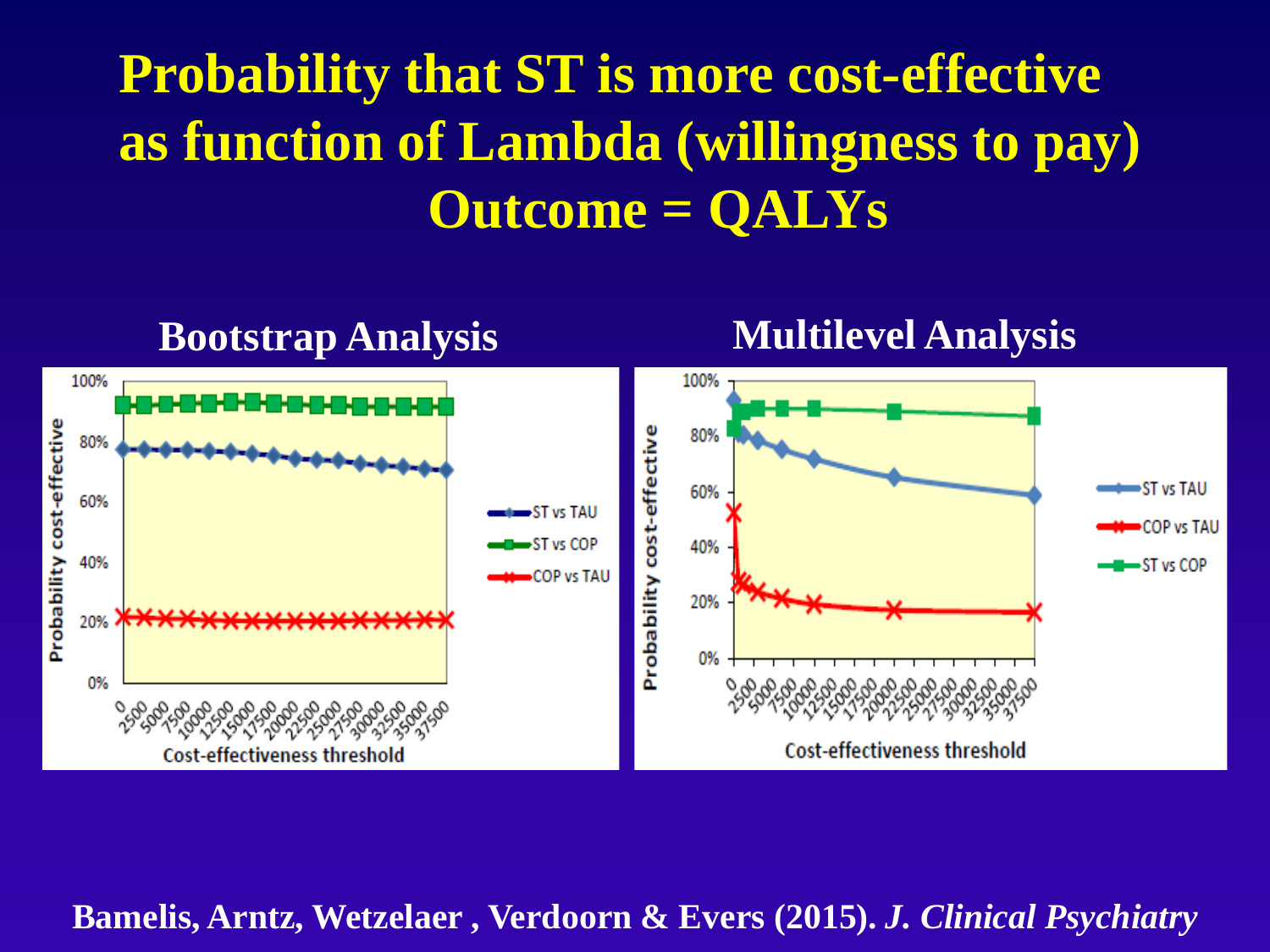# Probability that ST is more cost-effective as function of Lambda (willingness to pay) Outcome = QALYs

**Bootstrap Analysis**

**Multilevel Analysis**

**Bamelis, Arntz, Wetzelaer , Verdoorn & Evers (2015).** ***J. Clinical Psychiatry***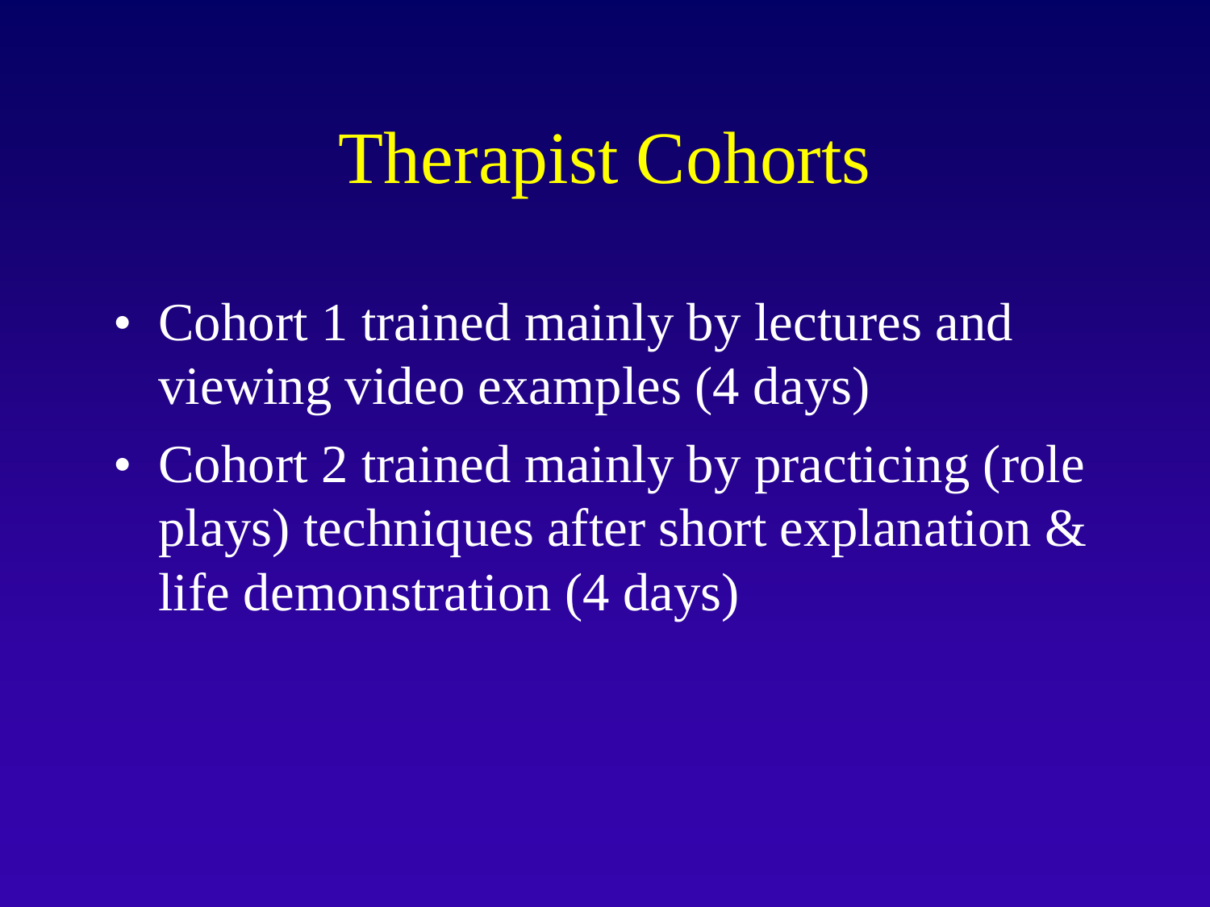# Therapist Cohorts

- Cohort 1 trained mainly by lectures and viewing video examples (4 days)
- Cohort 2 trained mainly by practicing (role plays) techniques after short explanation & life demonstration (4 days)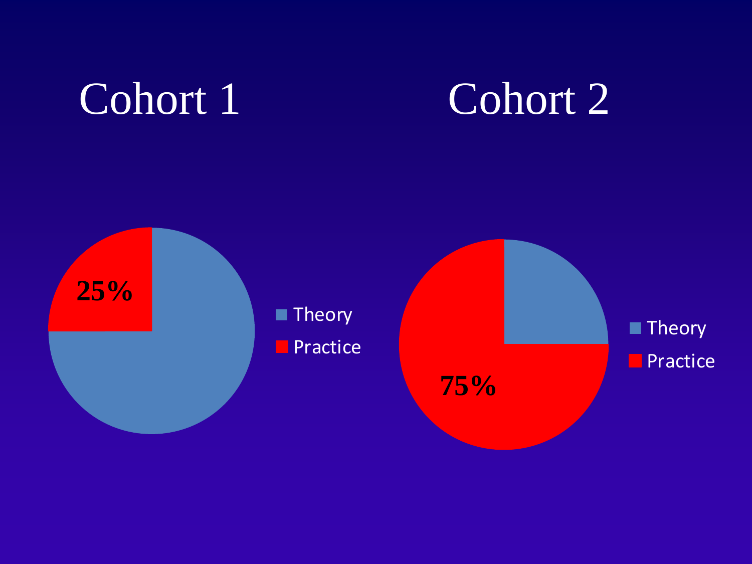## Cohort 1

25%

- Theory
- Practice

## Cohort 2

75%

- Theory
- Practice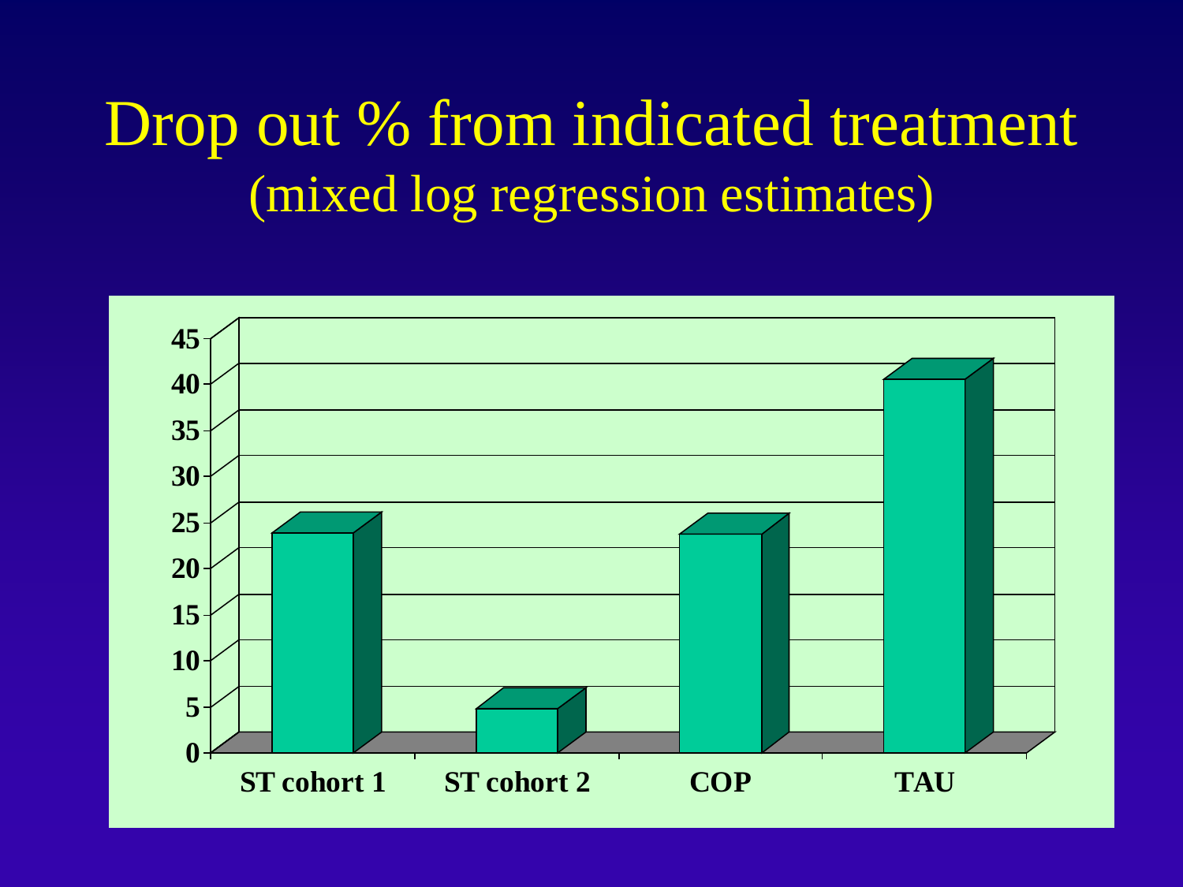# Drop out % from indicated treatment
## (mixed log regression estimates)

45
40
35
30
25
20
15
10
5
0

ST cohort 1 | ST cohort 2 | COP | TAU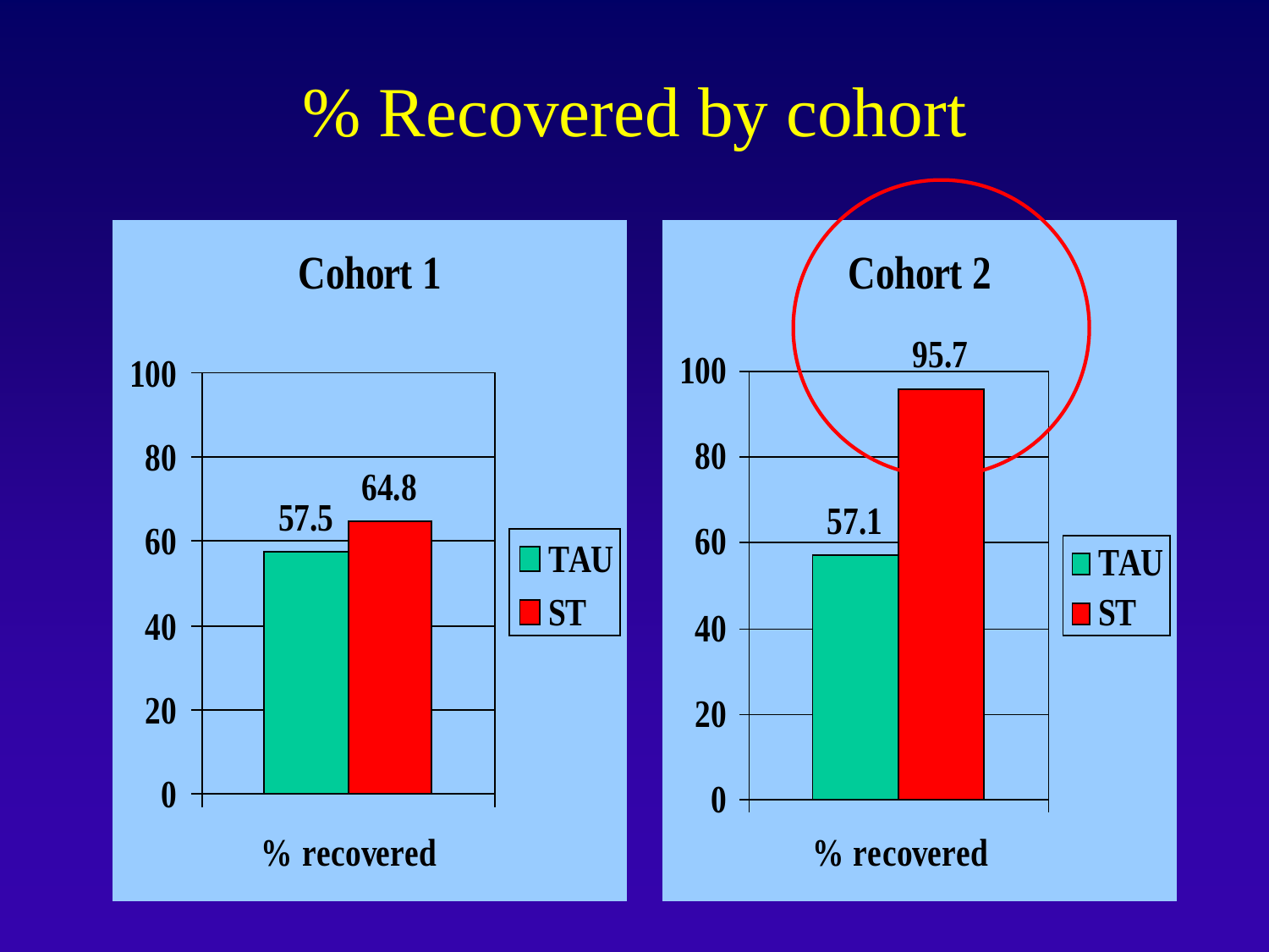# % Recovered by cohort

**Cohort 1**

| | TAU | ST |
|---|---|---|
| % recovered | 57.5 | 64.8 |

**Cohort 2**

| | TAU | ST |
|---|---|---|
| % recovered | 57.1 | 95.7 |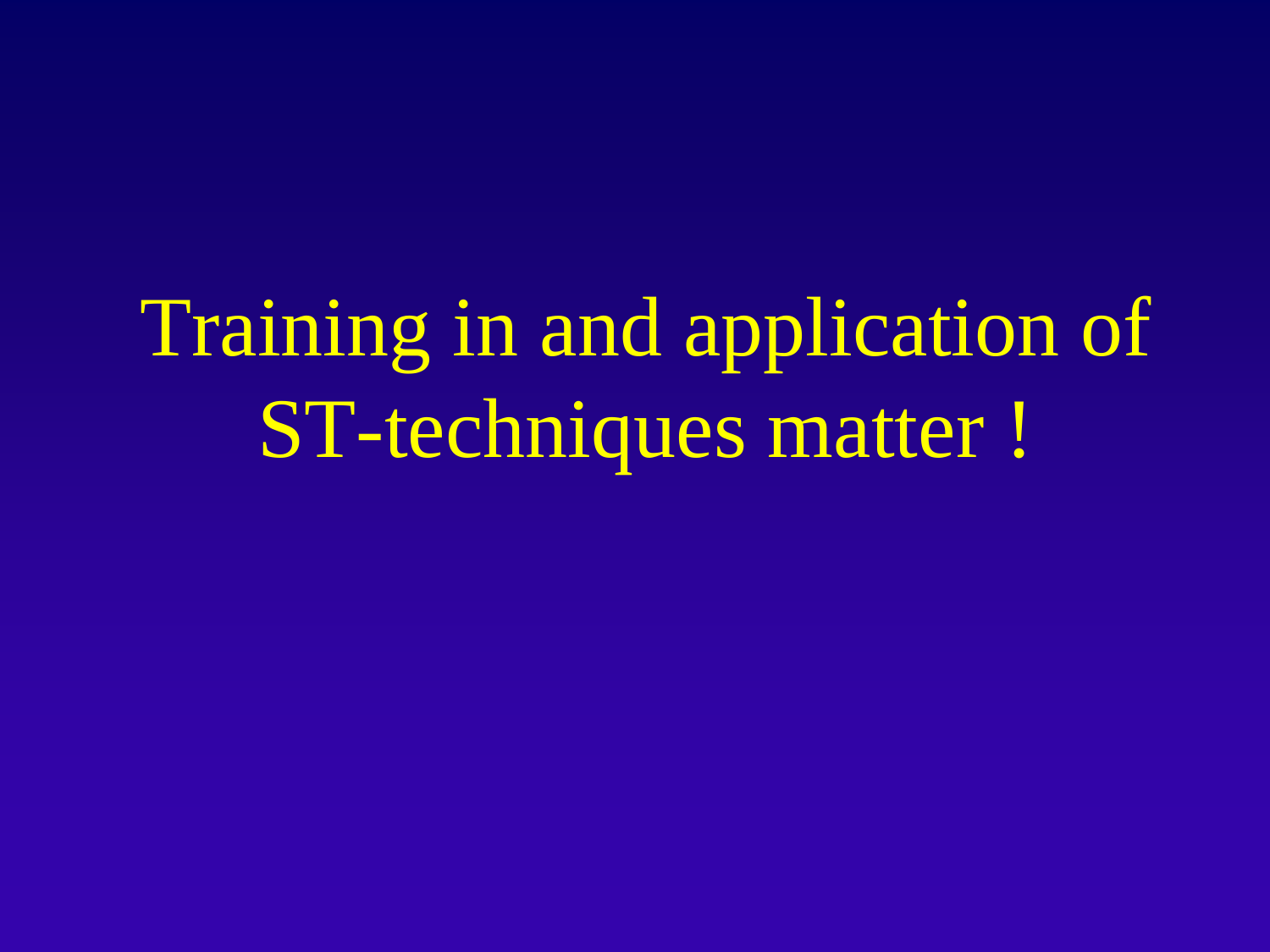# Training in and application of ST-techniques matter !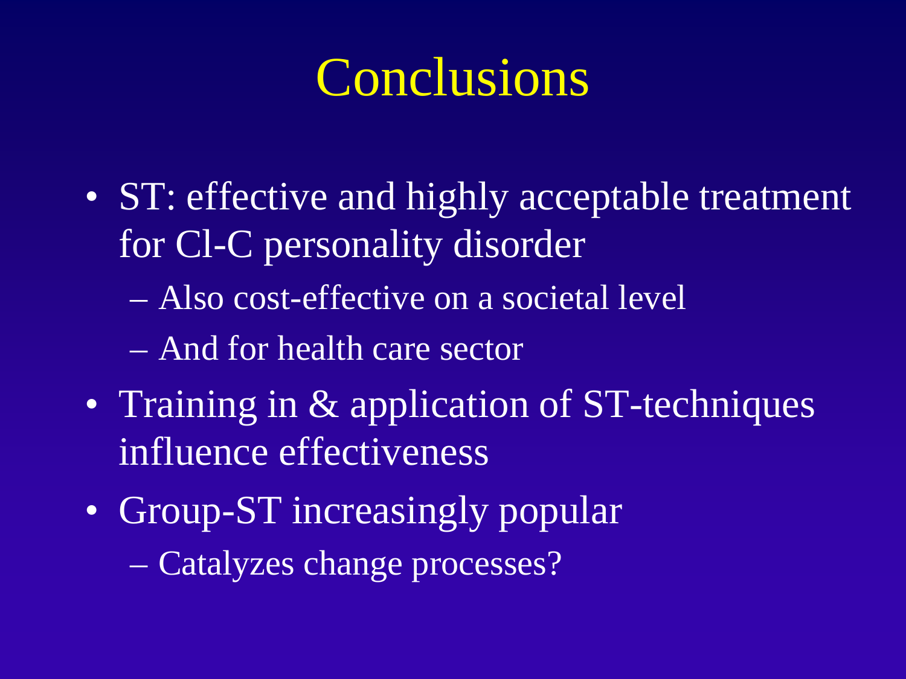# Conclusions

- ST: effective and highly acceptable treatment for Cl-C personality disorder
  - Also cost-effective on a societal level
  - And for health care sector
- Training in & application of ST-techniques influence effectiveness
- Group-ST increasingly popular
  - Catalyzes change processes?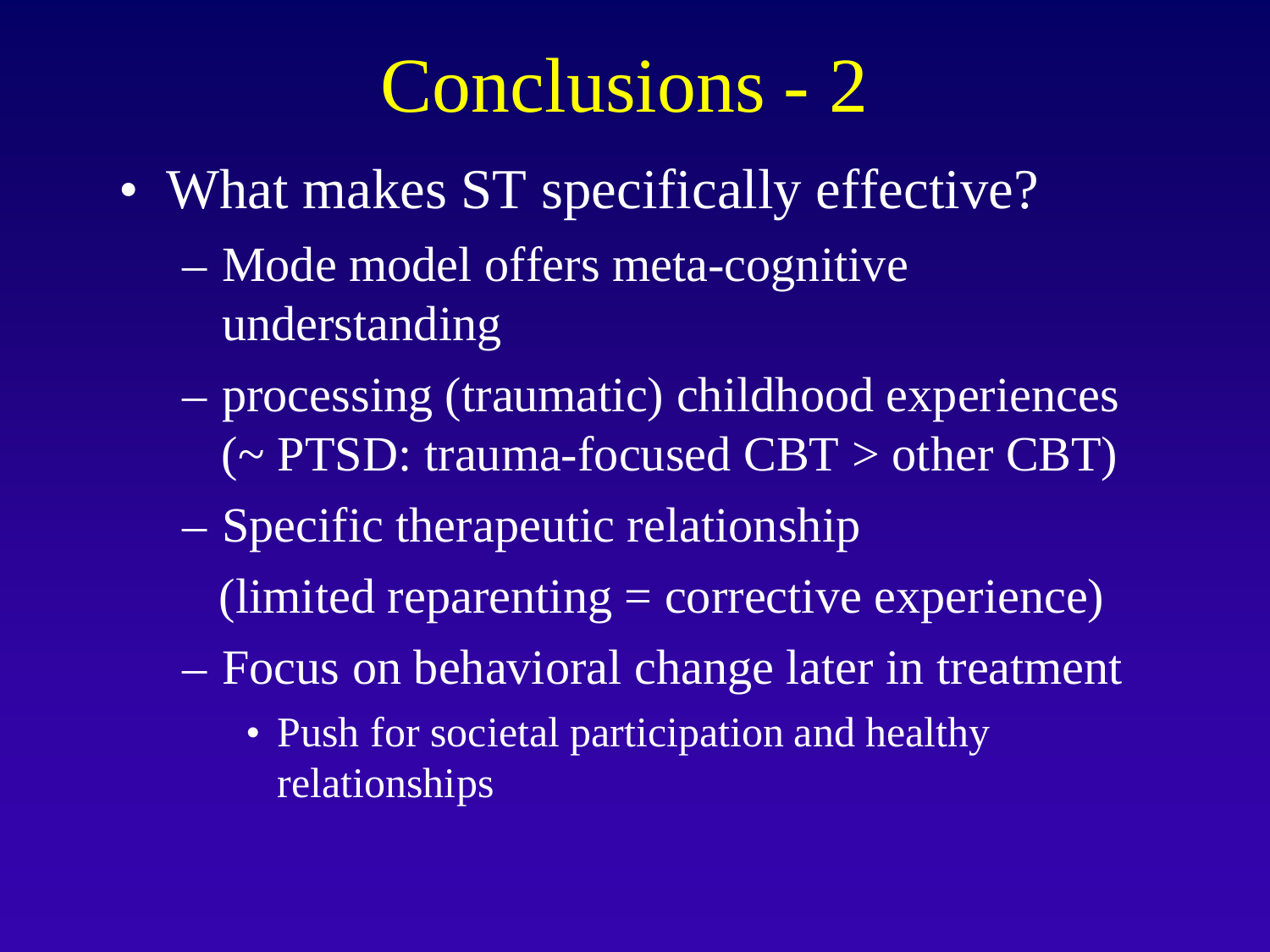# Conclusions - 2

- What makes ST specifically effective?
  - Mode model offers meta-cognitive understanding
  - processing (traumatic) childhood experiences (~ PTSD: trauma-focused CBT > other CBT)
  - Specific therapeutic relationship

    (limited reparenting = corrective experience)
  - Focus on behavioral change later in treatment
    - Push for societal participation and healthy relationships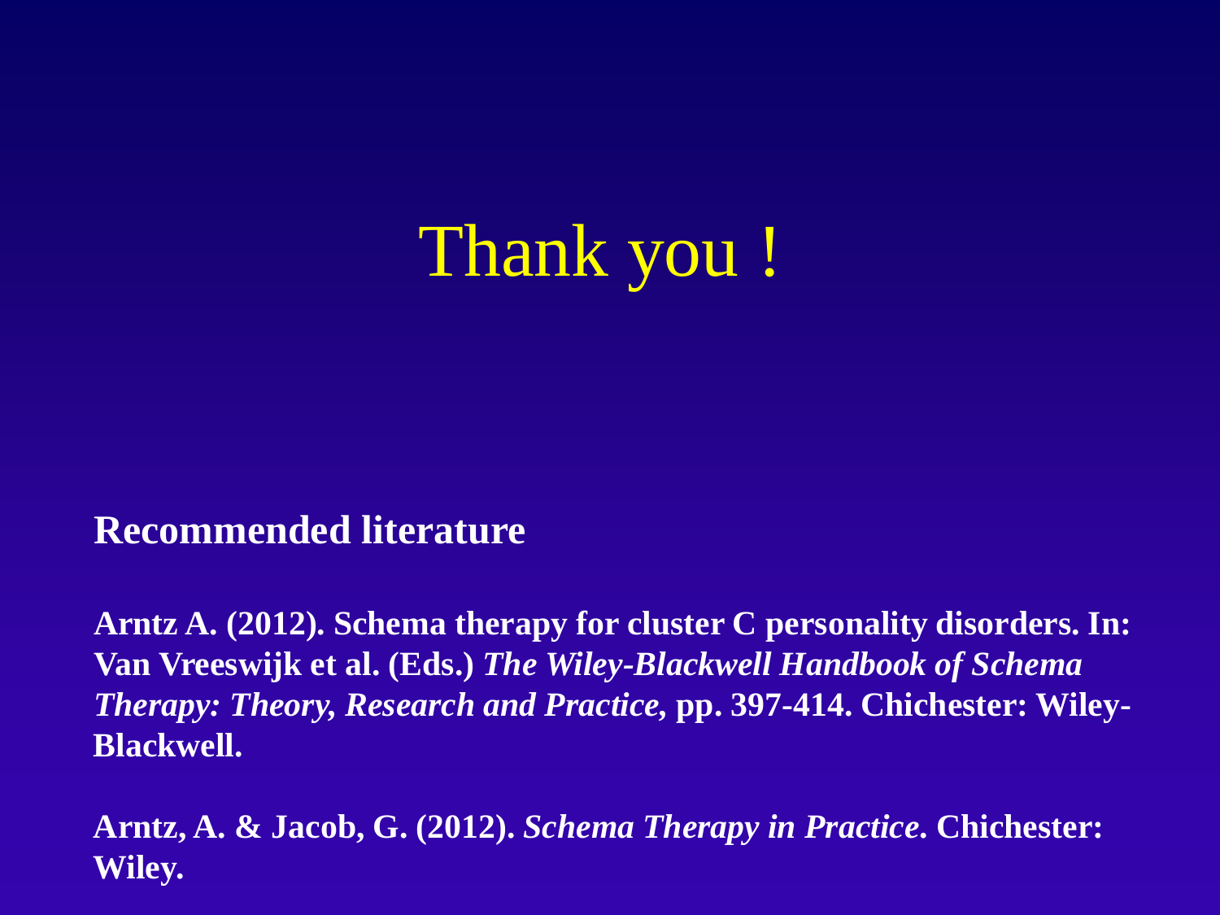# Thank you !

**Recommended literature**

**Arntz A. (2012). Schema therapy for cluster C personality disorders. In: Van Vreeswijk et al. (Eds.)** ***The Wiley-Blackwell Handbook of Schema Therapy: Theory, Research and Practice,*** **pp. 397-414. Chichester: Wiley-Blackwell.**

**Arntz, A. & Jacob, G. (2012).** ***Schema Therapy in Practice*****. Chichester: Wiley.**